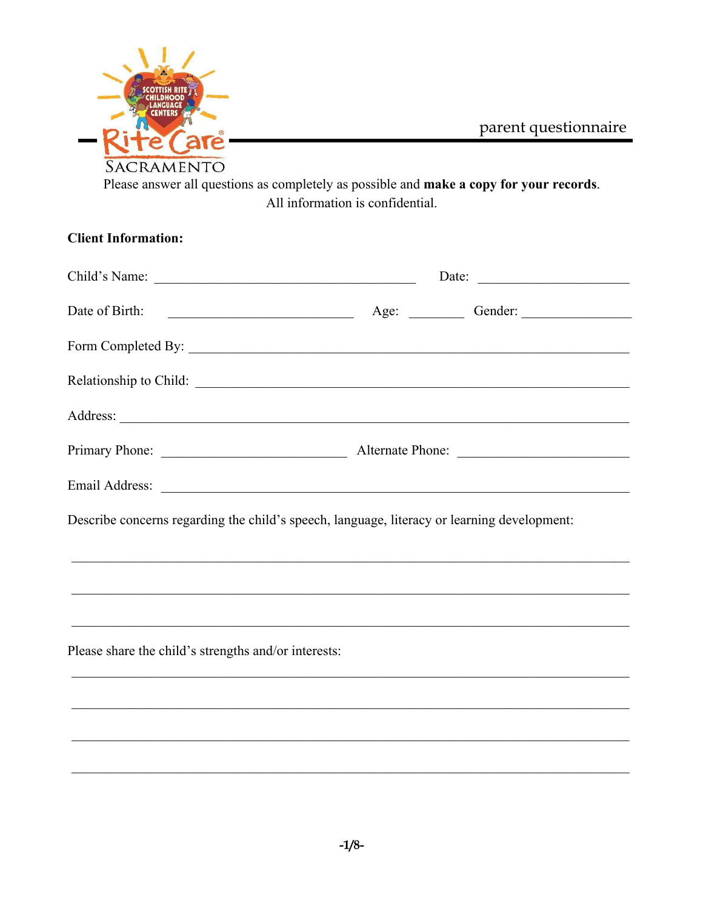SCOTTISH RITE CHILDHOOD LANGUAGE CENTERS

RiteCare®

SACRAMENTO

parent questionnaire

Please answer all questions as completely as possible and **make a copy for your records**.
All information is confidential.

**Client Information:**

Child's Name: ______________________________ Date: ____________________

Date of Birth: ______________________ Age: ________ Gender: ______________

Form Completed By: ____________________________________________________

Relationship to Child: ____________________________________________________

Address: ____________________________________________________________

Primary Phone: ______________________ Alternate Phone: ____________________

Email Address: ________________________________________________________

Describe concerns regarding the child's speech, language, literacy or learning development:

______________________________________________________________________

______________________________________________________________________

______________________________________________________________________

Please share the child's strengths and/or interests:

______________________________________________________________________

______________________________________________________________________

______________________________________________________________________

______________________________________________________________________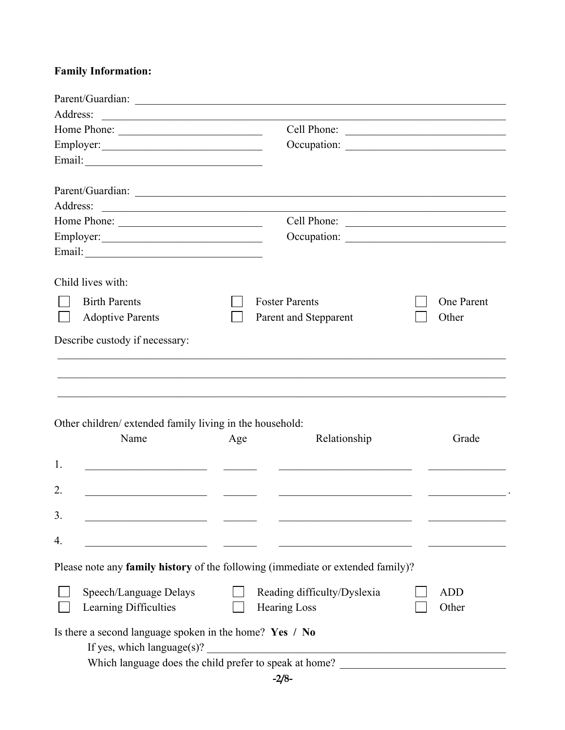**Family Information:**

Parent/Guardian: ____________________________________________

Address: ____________________________________________

Home Phone: ______________________ Cell Phone: ______________________

Employer: ______________________ Occupation: ______________________

Email: ______________________

Parent/Guardian: ____________________________________________

Address: ____________________________________________

Home Phone: ______________________ Cell Phone: ______________________

Employer: ______________________ Occupation: ______________________

Email: ______________________

Child lives with:

- ☐ Birth Parents
- ☐ Foster Parents
- ☐ One Parent
- ☐ Adoptive Parents
- ☐ Parent and Stepparent
- ☐ Other

Describe custody if necessary:

____________________________________________

____________________________________________

____________________________________________

Other children/ extended family living in the household:

| | Name | Age | Relationship | Grade |
|---|---|---|---|---|
| 1. | | | | |
| 2. | | | | |
| 3. | | | | |
| 4. | | | | |

Please note any **family history** of the following (immediate or extended family)?

- ☐ Speech/Language Delays
- ☐ Reading difficulty/Dyslexia
- ☐ ADD
- ☐ Learning Difficulties
- ☐ Hearing Loss
- ☐ Other

Is there a second language spoken in the home? **Yes / No**

If yes, which language(s)? ______________________

Which language does the child prefer to speak at home? ______________________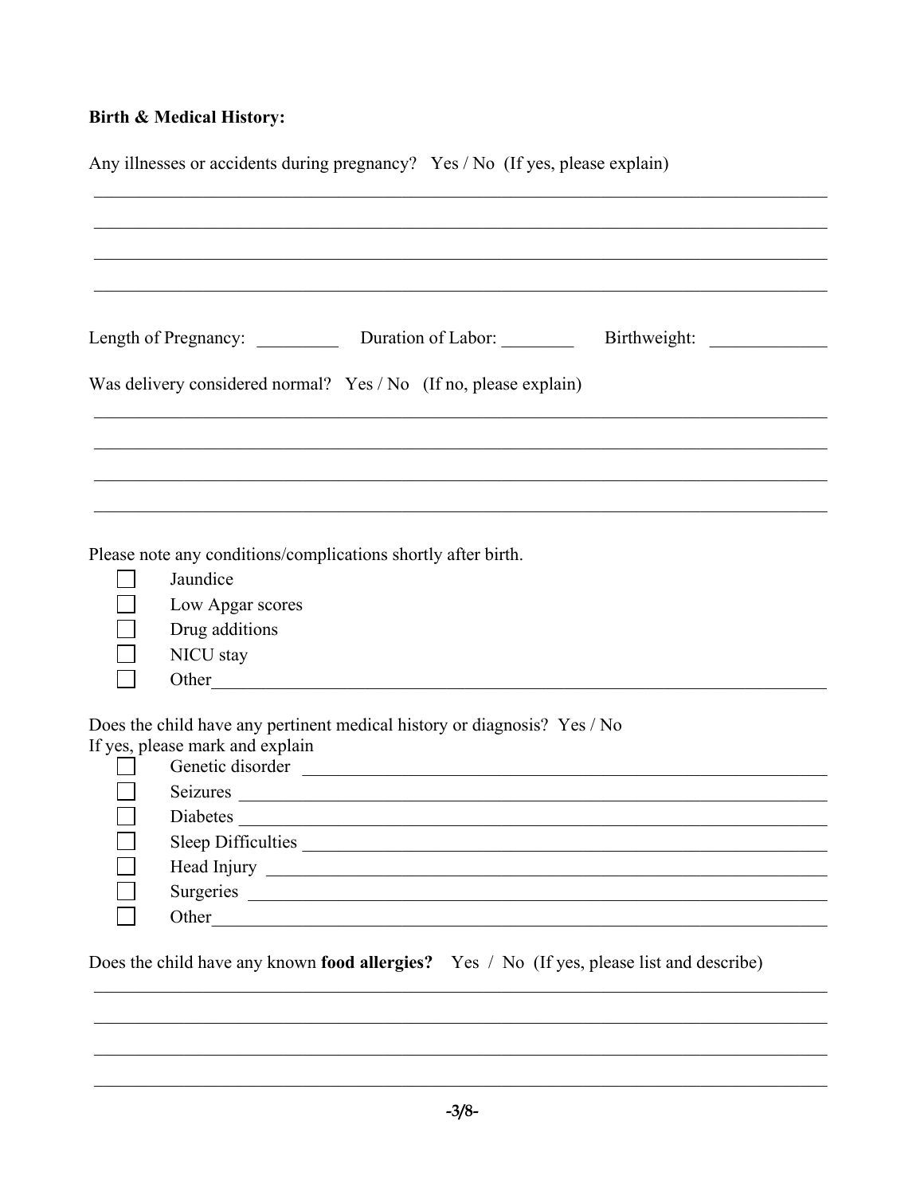**Birth & Medical History:**

Any illnesses or accidents during pregnancy? Yes / No (If yes, please explain)

______________________________________________________________________________

______________________________________________________________________________

______________________________________________________________________________

______________________________________________________________________________

Length of Pregnancy: _________ Duration of Labor: ________ Birthweight: _____________

Was delivery considered normal? Yes / No (If no, please explain)

______________________________________________________________________________

______________________________________________________________________________

______________________________________________________________________________

______________________________________________________________________________

Please note any conditions/complications shortly after birth.

- ☐ Jaundice
- ☐ Low Apgar scores
- ☐ Drug additions
- ☐ NICU stay
- ☐ Other______________________________________________________________

Does the child have any pertinent medical history or diagnosis? Yes / No
If yes, please mark and explain

- ☐ Genetic disorder ____________________________________________________
- ☐ Seizures __________________________________________________________
- ☐ Diabetes __________________________________________________________
- ☐ Sleep Difficulties ___________________________________________________
- ☐ Head Injury ________________________________________________________
- ☐ Surgeries _________________________________________________________
- ☐ Other_____________________________________________________________

Does the child have any known **food allergies?** Yes / No (If yes, please list and describe)

______________________________________________________________________________

______________________________________________________________________________

______________________________________________________________________________

______________________________________________________________________________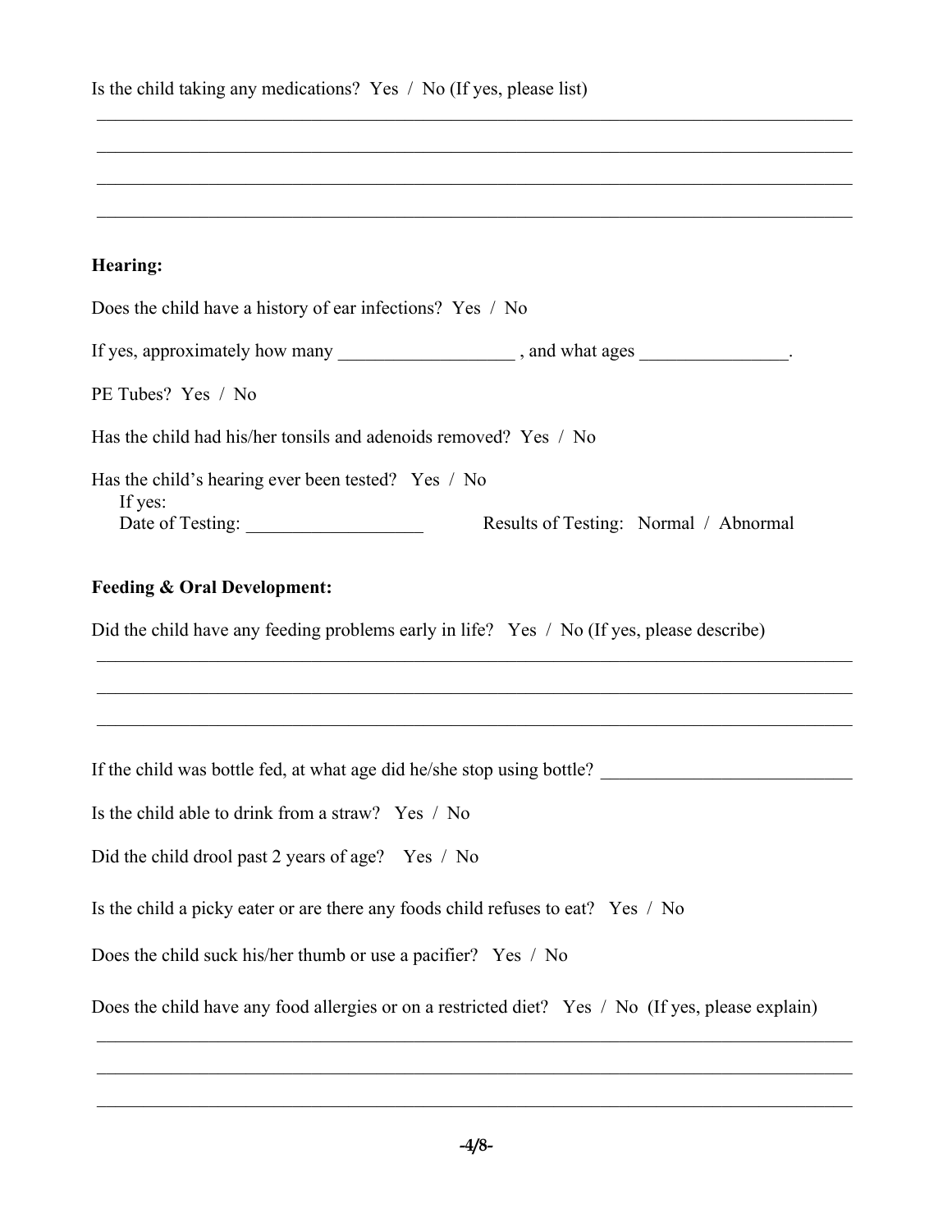Is the child taking any medications? Yes / No (If yes, please list)

\_\_\_\_\_\_\_\_\_\_\_\_\_\_\_\_\_\_\_\_\_\_\_\_\_\_\_\_\_\_\_\_\_\_\_\_\_\_\_\_\_\_\_\_\_\_\_\_\_\_\_\_\_\_\_\_\_\_\_\_\_\_\_\_\_\_\_\_\_\_\_\_\_\_\_\_\_\_

\_\_\_\_\_\_\_\_\_\_\_\_\_\_\_\_\_\_\_\_\_\_\_\_\_\_\_\_\_\_\_\_\_\_\_\_\_\_\_\_\_\_\_\_\_\_\_\_\_\_\_\_\_\_\_\_\_\_\_\_\_\_\_\_\_\_\_\_\_\_\_\_\_\_\_\_\_\_

\_\_\_\_\_\_\_\_\_\_\_\_\_\_\_\_\_\_\_\_\_\_\_\_\_\_\_\_\_\_\_\_\_\_\_\_\_\_\_\_\_\_\_\_\_\_\_\_\_\_\_\_\_\_\_\_\_\_\_\_\_\_\_\_\_\_\_\_\_\_\_\_\_\_\_\_\_\_

\_\_\_\_\_\_\_\_\_\_\_\_\_\_\_\_\_\_\_\_\_\_\_\_\_\_\_\_\_\_\_\_\_\_\_\_\_\_\_\_\_\_\_\_\_\_\_\_\_\_\_\_\_\_\_\_\_\_\_\_\_\_\_\_\_\_\_\_\_\_\_\_\_\_\_\_\_\_

**Hearing:**

Does the child have a history of ear infections? Yes / No

If yes, approximately how many \_\_\_\_\_\_\_\_\_\_\_\_\_\_\_\_\_\_\_ , and what ages \_\_\_\_\_\_\_\_\_\_\_\_\_\_\_\_.

PE Tubes? Yes / No

Has the child had his/her tonsils and adenoids removed? Yes / No

Has the child's hearing ever been tested? Yes / No
If yes:
Date of Testing: \_\_\_\_\_\_\_\_\_\_\_\_\_\_\_\_\_\_\_ Results of Testing: Normal / Abnormal

**Feeding & Oral Development:**

Did the child have any feeding problems early in life? Yes / No (If yes, please describe)

\_\_\_\_\_\_\_\_\_\_\_\_\_\_\_\_\_\_\_\_\_\_\_\_\_\_\_\_\_\_\_\_\_\_\_\_\_\_\_\_\_\_\_\_\_\_\_\_\_\_\_\_\_\_\_\_\_\_\_\_\_\_\_\_\_\_\_\_\_\_\_\_\_\_\_\_\_\_

\_\_\_\_\_\_\_\_\_\_\_\_\_\_\_\_\_\_\_\_\_\_\_\_\_\_\_\_\_\_\_\_\_\_\_\_\_\_\_\_\_\_\_\_\_\_\_\_\_\_\_\_\_\_\_\_\_\_\_\_\_\_\_\_\_\_\_\_\_\_\_\_\_\_\_\_\_\_

\_\_\_\_\_\_\_\_\_\_\_\_\_\_\_\_\_\_\_\_\_\_\_\_\_\_\_\_\_\_\_\_\_\_\_\_\_\_\_\_\_\_\_\_\_\_\_\_\_\_\_\_\_\_\_\_\_\_\_\_\_\_\_\_\_\_\_\_\_\_\_\_\_\_\_\_\_\_

If the child was bottle fed, at what age did he/she stop using bottle? \_\_\_\_\_\_\_\_\_\_\_\_\_\_\_\_\_\_\_\_\_\_\_\_\_\_\_

Is the child able to drink from a straw? Yes / No

Did the child drool past 2 years of age? Yes / No

Is the child a picky eater or are there any foods child refuses to eat? Yes / No

Does the child suck his/her thumb or use a pacifier? Yes / No

Does the child have any food allergies or on a restricted diet? Yes / No (If yes, please explain)

\_\_\_\_\_\_\_\_\_\_\_\_\_\_\_\_\_\_\_\_\_\_\_\_\_\_\_\_\_\_\_\_\_\_\_\_\_\_\_\_\_\_\_\_\_\_\_\_\_\_\_\_\_\_\_\_\_\_\_\_\_\_\_\_\_\_\_\_\_\_\_\_\_\_\_\_\_\_

\_\_\_\_\_\_\_\_\_\_\_\_\_\_\_\_\_\_\_\_\_\_\_\_\_\_\_\_\_\_\_\_\_\_\_\_\_\_\_\_\_\_\_\_\_\_\_\_\_\_\_\_\_\_\_\_\_\_\_\_\_\_\_\_\_\_\_\_\_\_\_\_\_\_\_\_\_\_

\_\_\_\_\_\_\_\_\_\_\_\_\_\_\_\_\_\_\_\_\_\_\_\_\_\_\_\_\_\_\_\_\_\_\_\_\_\_\_\_\_\_\_\_\_\_\_\_\_\_\_\_\_\_\_\_\_\_\_\_\_\_\_\_\_\_\_\_\_\_\_\_\_\_\_\_\_\_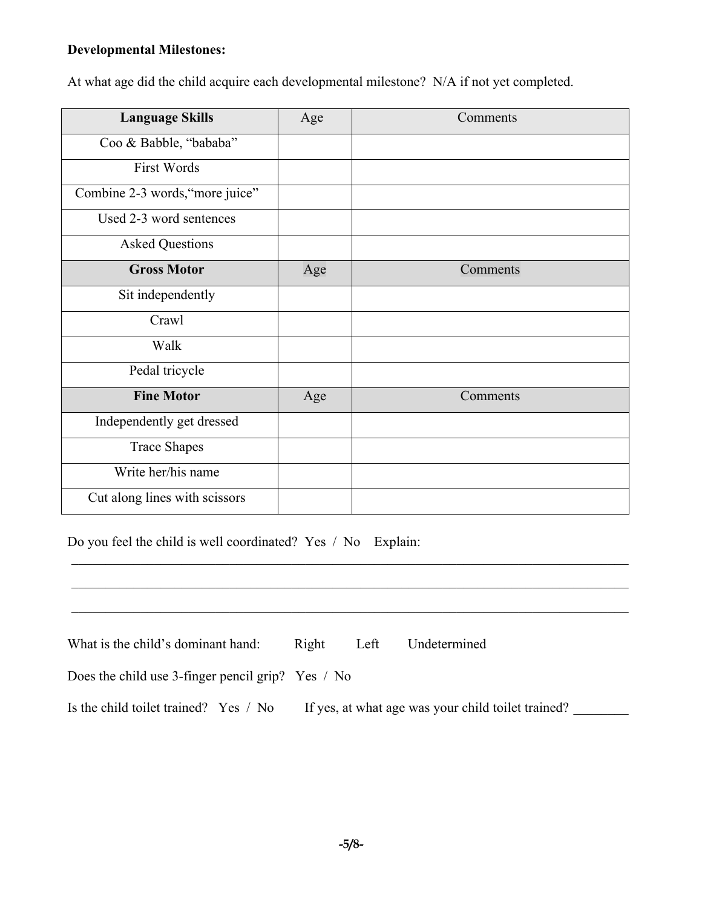**Developmental Milestones:**

At what age did the child acquire each developmental milestone? N/A if not yet completed.

| **Language Skills** | Age | Comments |
|---|---|---|
| Coo & Babble, "bababa" | | |
| First Words | | |
| Combine 2-3 words,"more juice" | | |
| Used 2-3 word sentences | | |
| Asked Questions | | |
| **Gross Motor** | Age | Comments |
| Sit independently | | |
| Crawl | | |
| Walk | | |
| Pedal tricycle | | |
| **Fine Motor** | Age | Comments |
| Independently get dressed | | |
| Trace Shapes | | |
| Write her/his name | | |
| Cut along lines with scissors | | |

Do you feel the child is well coordinated? Yes / No Explain:

______________________________________________________________________________

______________________________________________________________________________

______________________________________________________________________________

What is the child's dominant hand: Right Left Undetermined

Does the child use 3-finger pencil grip? Yes / No

Is the child toilet trained? Yes / No If yes, at what age was your child toilet trained? ________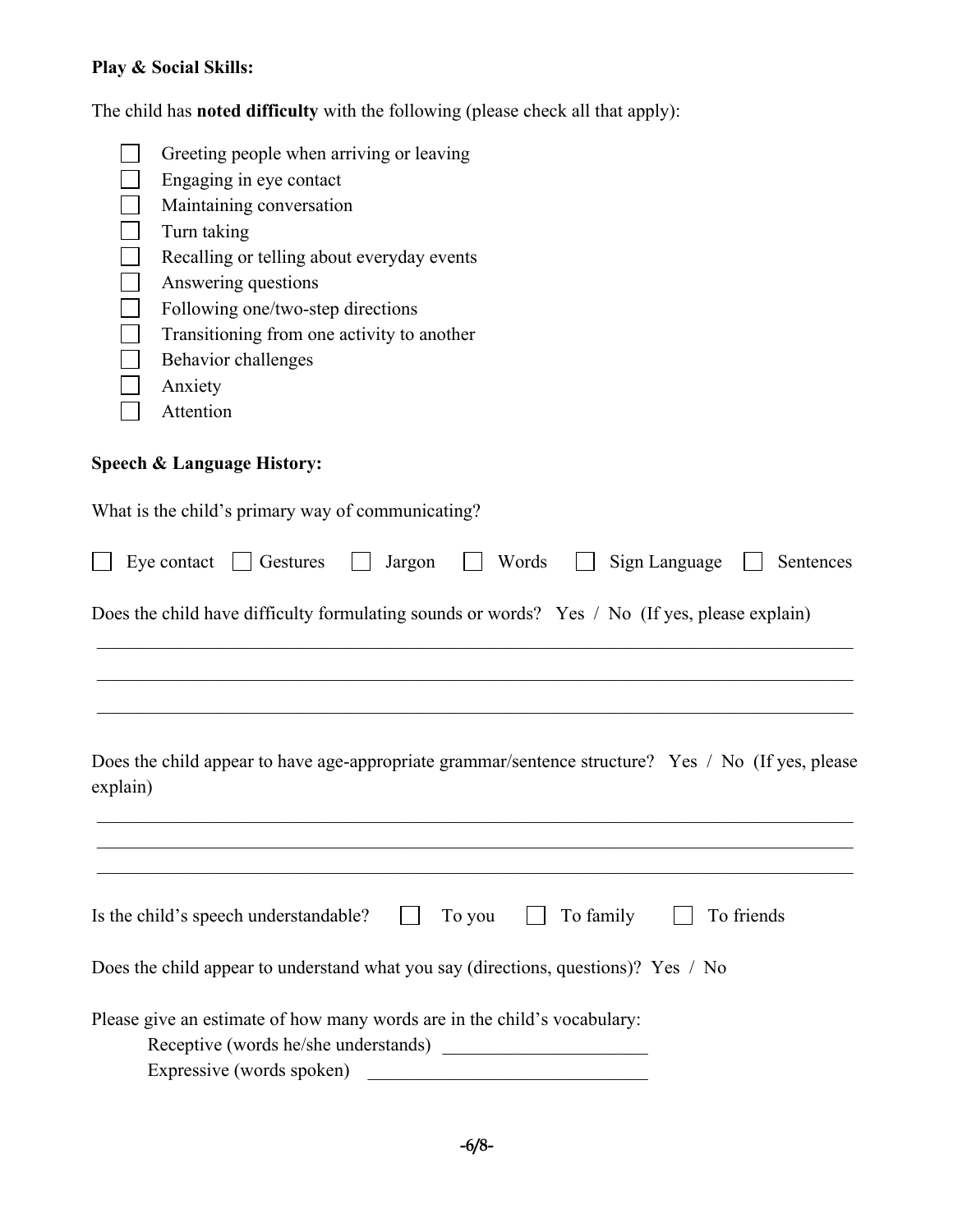**Play & Social Skills:**

The child has **noted difficulty** with the following (please check all that apply):

- ☐ Greeting people when arriving or leaving
- ☐ Engaging in eye contact
- ☐ Maintaining conversation
- ☐ Turn taking
- ☐ Recalling or telling about everyday events
- ☐ Answering questions
- ☐ Following one/two-step directions
- ☐ Transitioning from one activity to another
- ☐ Behavior challenges
- ☐ Anxiety
- ☐ Attention

**Speech & Language History:**

What is the child's primary way of communicating?

☐ Eye contact ☐ Gestures ☐ Jargon ☐ Words ☐ Sign Language ☐ Sentences

Does the child have difficulty formulating sounds or words? Yes / No (If yes, please explain)

______________________________________________________________________________

______________________________________________________________________________

______________________________________________________________________________

Does the child appear to have age-appropriate grammar/sentence structure? Yes / No (If yes, please explain)

______________________________________________________________________________

______________________________________________________________________________

______________________________________________________________________________

Is the child's speech understandable? ☐ To you ☐ To family ☐ To friends

Does the child appear to understand what you say (directions, questions)? Yes / No

Please give an estimate of how many words are in the child's vocabulary:

Receptive (words he/she understands) ______________________

Expressive (words spoken) ______________________________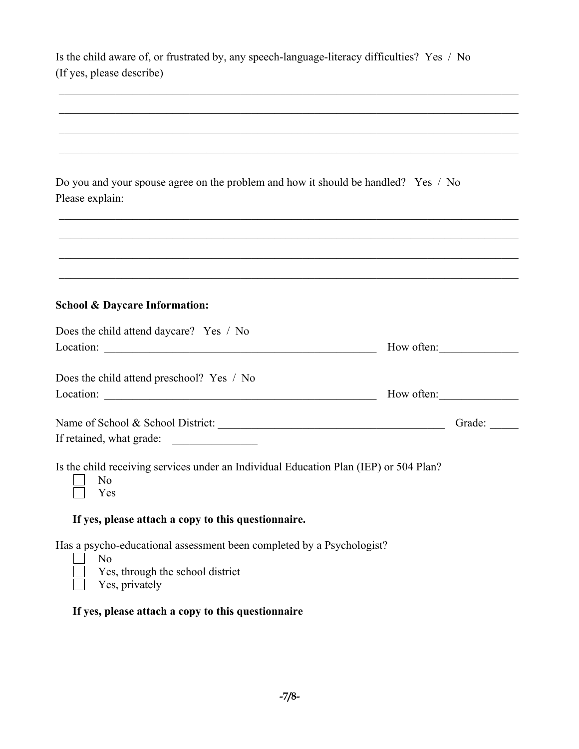Is the child aware of, or frustrated by, any speech-language-literacy difficulties? Yes / No
(If yes, please describe)

\_\_\_\_\_\_\_\_\_\_\_\_\_\_\_\_\_\_\_\_\_\_\_\_\_\_\_\_\_\_\_\_\_\_\_\_\_\_\_\_\_\_\_\_\_\_\_\_\_\_\_\_\_\_\_\_\_\_\_\_\_\_\_\_\_\_\_\_\_\_\_\_\_\_\_\_\_\_

\_\_\_\_\_\_\_\_\_\_\_\_\_\_\_\_\_\_\_\_\_\_\_\_\_\_\_\_\_\_\_\_\_\_\_\_\_\_\_\_\_\_\_\_\_\_\_\_\_\_\_\_\_\_\_\_\_\_\_\_\_\_\_\_\_\_\_\_\_\_\_\_\_\_\_\_\_\_

\_\_\_\_\_\_\_\_\_\_\_\_\_\_\_\_\_\_\_\_\_\_\_\_\_\_\_\_\_\_\_\_\_\_\_\_\_\_\_\_\_\_\_\_\_\_\_\_\_\_\_\_\_\_\_\_\_\_\_\_\_\_\_\_\_\_\_\_\_\_\_\_\_\_\_\_\_\_

\_\_\_\_\_\_\_\_\_\_\_\_\_\_\_\_\_\_\_\_\_\_\_\_\_\_\_\_\_\_\_\_\_\_\_\_\_\_\_\_\_\_\_\_\_\_\_\_\_\_\_\_\_\_\_\_\_\_\_\_\_\_\_\_\_\_\_\_\_\_\_\_\_\_\_\_\_\_

Do you and your spouse agree on the problem and how it should be handled? Yes / No
Please explain:

\_\_\_\_\_\_\_\_\_\_\_\_\_\_\_\_\_\_\_\_\_\_\_\_\_\_\_\_\_\_\_\_\_\_\_\_\_\_\_\_\_\_\_\_\_\_\_\_\_\_\_\_\_\_\_\_\_\_\_\_\_\_\_\_\_\_\_\_\_\_\_\_\_\_\_\_\_\_

\_\_\_\_\_\_\_\_\_\_\_\_\_\_\_\_\_\_\_\_\_\_\_\_\_\_\_\_\_\_\_\_\_\_\_\_\_\_\_\_\_\_\_\_\_\_\_\_\_\_\_\_\_\_\_\_\_\_\_\_\_\_\_\_\_\_\_\_\_\_\_\_\_\_\_\_\_\_

\_\_\_\_\_\_\_\_\_\_\_\_\_\_\_\_\_\_\_\_\_\_\_\_\_\_\_\_\_\_\_\_\_\_\_\_\_\_\_\_\_\_\_\_\_\_\_\_\_\_\_\_\_\_\_\_\_\_\_\_\_\_\_\_\_\_\_\_\_\_\_\_\_\_\_\_\_\_

\_\_\_\_\_\_\_\_\_\_\_\_\_\_\_\_\_\_\_\_\_\_\_\_\_\_\_\_\_\_\_\_\_\_\_\_\_\_\_\_\_\_\_\_\_\_\_\_\_\_\_\_\_\_\_\_\_\_\_\_\_\_\_\_\_\_\_\_\_\_\_\_\_\_\_\_\_\_

**School & Daycare Information:**

Does the child attend daycare? Yes / No
Location: \_\_\_\_\_\_\_\_\_\_\_\_\_\_\_\_\_\_\_\_\_\_\_\_\_\_\_\_\_\_\_\_\_\_\_\_\_\_\_\_\_\_\_\_\_\_\_\_ How often:\_\_\_\_\_\_\_\_\_\_\_\_\_\_

Does the child attend preschool? Yes / No
Location: \_\_\_\_\_\_\_\_\_\_\_\_\_\_\_\_\_\_\_\_\_\_\_\_\_\_\_\_\_\_\_\_\_\_\_\_\_\_\_\_\_\_\_\_\_\_\_\_ How often:\_\_\_\_\_\_\_\_\_\_\_\_\_\_

Name of School & School District: \_\_\_\_\_\_\_\_\_\_\_\_\_\_\_\_\_\_\_\_\_\_\_\_\_\_\_\_\_\_\_\_\_\_\_\_\_\_\_\_ Grade: \_\_\_\_\_
If retained, what grade: \_\_\_\_\_\_\_\_\_\_\_\_\_\_\_

Is the child receiving services under an Individual Education Plan (IEP) or 504 Plan?

- ☐ No
- ☐ Yes

**If yes, please attach a copy to this questionnaire.**

Has a psycho-educational assessment been completed by a Psychologist?

- ☐ No
- ☐ Yes, through the school district
- ☐ Yes, privately

**If yes, please attach a copy to this questionnaire**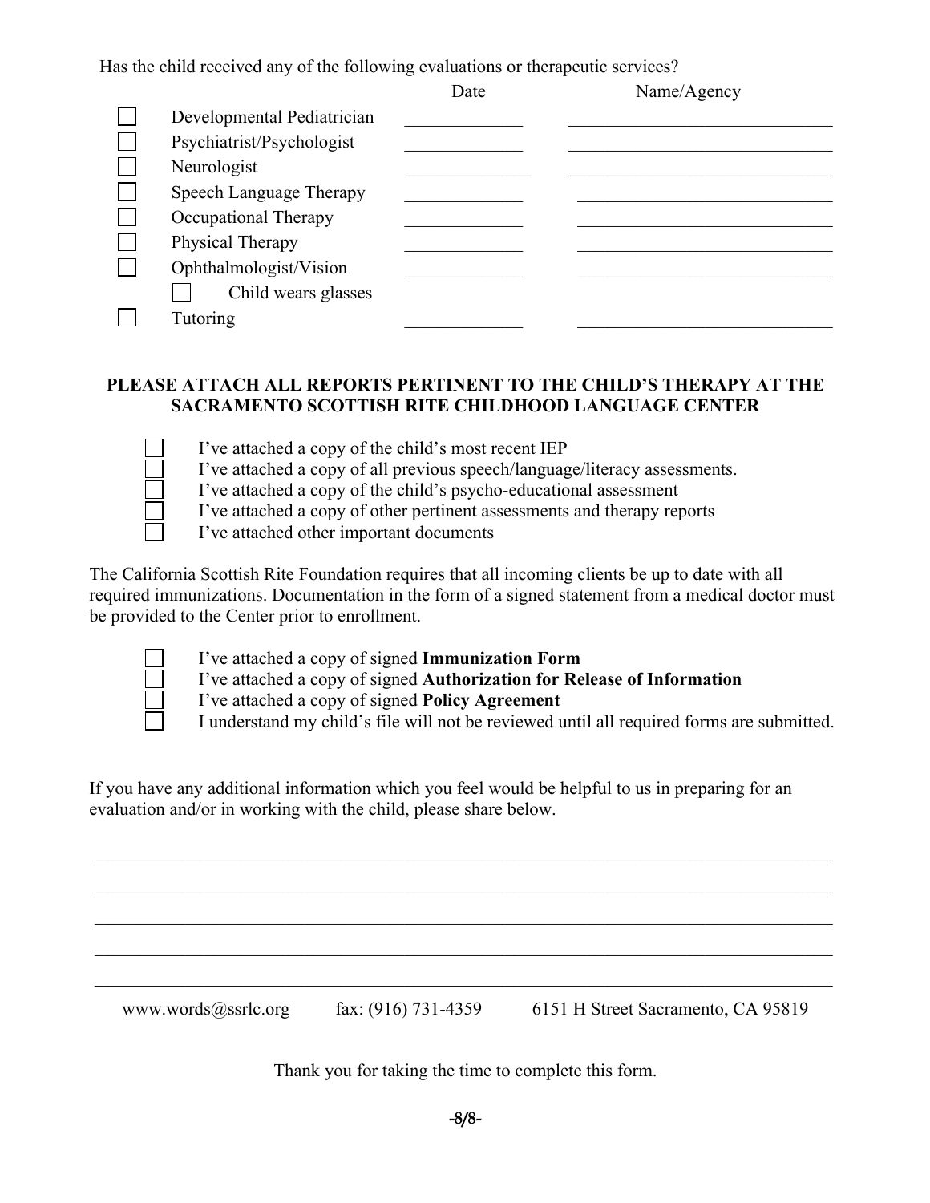Has the child received any of the following evaluations or therapeutic services?

| | | Date | Name/Agency |
|---|---|---|---|
| ☐ | Developmental Pediatrician | ____________ | ____________________________ |
| ☐ | Psychiatrist/Psychologist | ____________ | ____________________________ |
| ☐ | Neurologist | ____________ | ____________________________ |
| ☐ | Speech Language Therapy | ____________ | ____________________________ |
| ☐ | Occupational Therapy | ____________ | ____________________________ |
| ☐ | Physical Therapy | ____________ | ____________________________ |
| ☐ | Ophthalmologist/Vision | ____________ | ____________________________ |
| | ☐ Child wears glasses | | |
| ☐ | Tutoring | ____________ | ____________________________ |

**PLEASE ATTACH ALL REPORTS PERTINENT TO THE CHILD'S THERAPY AT THE SACRAMENTO SCOTTISH RITE CHILDHOOD LANGUAGE CENTER**

☐ I've attached a copy of the child's most recent IEP
☐ I've attached a copy of all previous speech/language/literacy assessments.
☐ I've attached a copy of the child's psycho-educational assessment
☐ I've attached a copy of other pertinent assessments and therapy reports
☐ I've attached other important documents

The California Scottish Rite Foundation requires that all incoming clients be up to date with all required immunizations. Documentation in the form of a signed statement from a medical doctor must be provided to the Center prior to enrollment.

☐ I've attached a copy of signed **Immunization Form**
☐ I've attached a copy of signed **Authorization for Release of Information**
☐ I've attached a copy of signed **Policy Agreement**
☐ I understand my child's file will not be reviewed until all required forms are submitted.

If you have any additional information which you feel would be helpful to us in preparing for an evaluation and/or in working with the child, please share below.

________________________________________________________________________________

________________________________________________________________________________

________________________________________________________________________________

________________________________________________________________________________

________________________________________________________________________________

www.words@ssrlc.org fax: (916) 731-4359 6151 H Street Sacramento, CA 95819

Thank you for taking the time to complete this form.